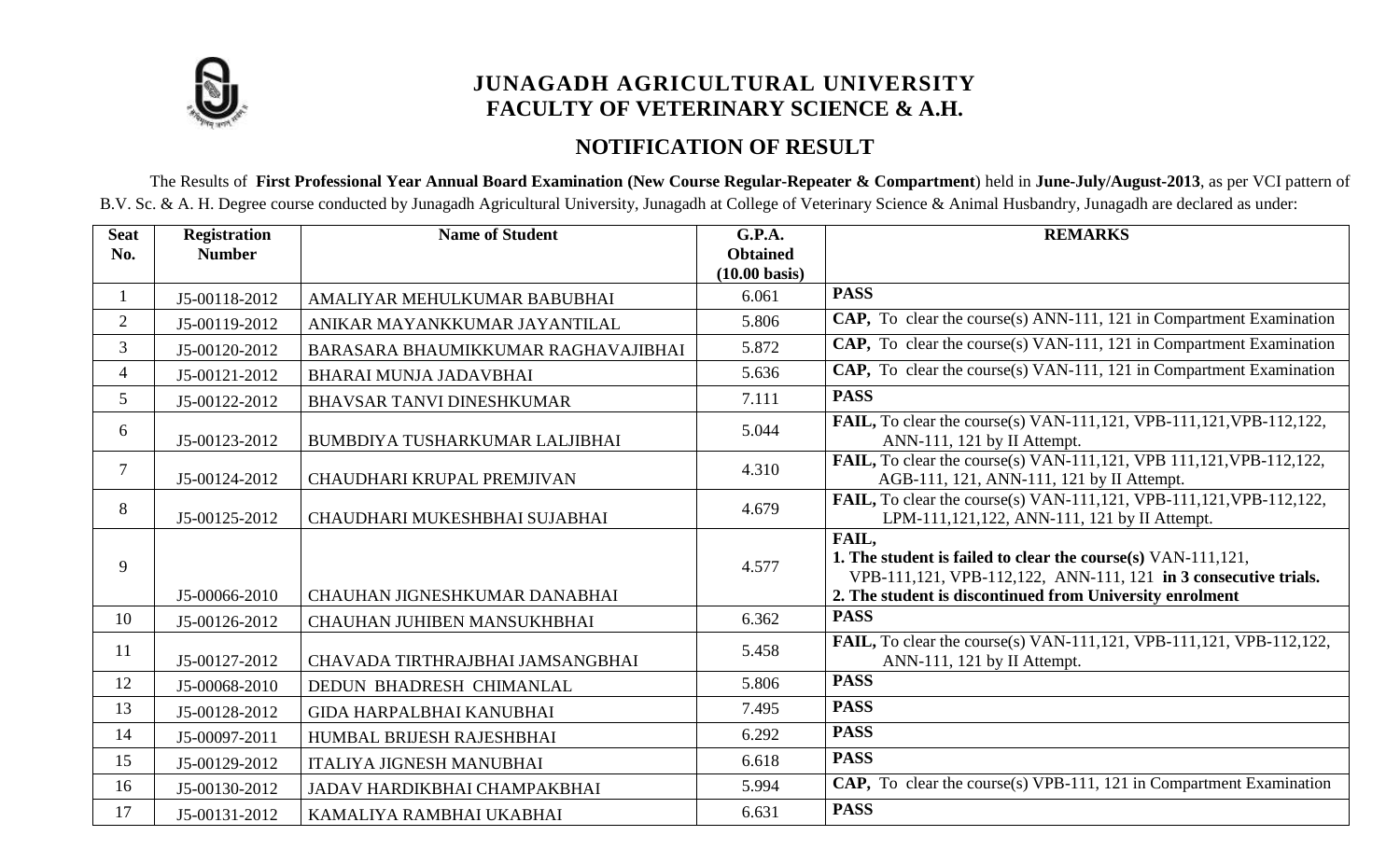# JUNAGADH AGRICULTURAL UNIVERSITY
## FACULTY OF VETERINARY SCIENCE & A.H.

## NOTIFICATION OF RESULT

The Results of **First Professional Year Annual Board Examination (New Course Regular-Repeater & Compartment**) held in **June-July/August-2013**, as per VCI pattern of B.V. Sc. & A. H. Degree course conducted by Junagadh Agricultural University, Junagadh at College of Veterinary Science & Animal Husbandry, Junagadh are declared as under:

| Seat No. | Registration Number | Name of Student | G.P.A. Obtained (10.00 basis) | REMARKS |
|---|---|---|---|---|
| 1 | J5-00118-2012 | AMALIYAR MEHULKUMAR BABUBHAI | 6.061 | **PASS** |
| 2 | J5-00119-2012 | ANIKAR MAYANKKUMAR JAYANTILAL | 5.806 | **CAP,** To clear the course(s) ANN-111, 121 in Compartment Examination |
| 3 | J5-00120-2012 | BARASARA BHAUMIKKUMAR RAGHAVAJIBHAI | 5.872 | **CAP,** To clear the course(s) VAN-111, 121 in Compartment Examination |
| 4 | J5-00121-2012 | BHARAI MUNJA JADAVBHAI | 5.636 | **CAP,** To clear the course(s) VAN-111, 121 in Compartment Examination |
| 5 | J5-00122-2012 | BHAVSAR TANVI DINESHKUMAR | 7.111 | **PASS** |
| 6 | J5-00123-2012 | BUMBDIYA TUSHARKUMAR LALJIBHAI | 5.044 | **FAIL,** To clear the course(s) VAN-111,121, VPB-111,121,VPB-112,122, ANN-111, 121 by II Attempt. |
| 7 | J5-00124-2012 | CHAUDHARI KRUPAL PREMJIVAN | 4.310 | **FAIL,** To clear the course(s) VAN-111,121, VPB 111,121,VPB-112,122, AGB-111, 121, ANN-111, 121 by II Attempt. |
| 8 | J5-00125-2012 | CHAUDHARI MUKESHBHAI SUJABHAI | 4.679 | **FAIL,** To clear the course(s) VAN-111,121, VPB-111,121,VPB-112,122, LPM-111,121,122, ANN-111, 121 by II Attempt. |
| 9 | J5-00066-2010 | CHAUHAN JIGNESHKUMAR DANABHAI | 4.577 | **FAIL,** **1. The student is failed to clear the course(s)** VAN-111,121, VPB-111,121, VPB-112,122, ANN-111, 121 **in 3 consecutive trials.** **2. The student is discontinued from University enrolment** |
| 10 | J5-00126-2012 | CHAUHAN JUHIBEN MANSUKHBHAI | 6.362 | **PASS** |
| 11 | J5-00127-2012 | CHAVADA TIRTHRAJBHAI JAMSANGBHAI | 5.458 | **FAIL,** To clear the course(s) VAN-111,121, VPB-111,121, VPB-112,122, ANN-111, 121 by II Attempt. |
| 12 | J5-00068-2010 | DEDUN BHADRESH CHIMANLAL | 5.806 | **PASS** |
| 13 | J5-00128-2012 | GIDA HARPALBHAI KANUBHAI | 7.495 | **PASS** |
| 14 | J5-00097-2011 | HUMBAL BRIJESH RAJESHBHAI | 6.292 | **PASS** |
| 15 | J5-00129-2012 | ITALIYA JIGNESH MANUBHAI | 6.618 | **PASS** |
| 16 | J5-00130-2012 | JADAV HARDIKBHAI CHAMPAKBHAI | 5.994 | **CAP,** To clear the course(s) VPB-111, 121 in Compartment Examination |
| 17 | J5-00131-2012 | KAMALIYA RAMBHAI UKABHAI | 6.631 | **PASS** |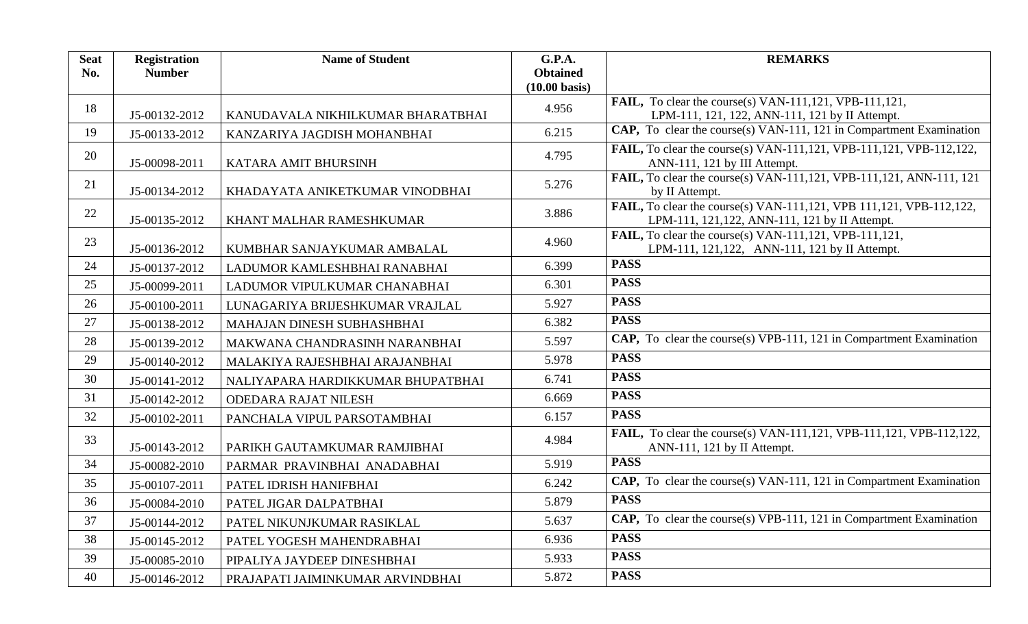| Seat No. | Registration Number | Name of Student | G.P.A. Obtained (10.00 basis) | REMARKS |
|---|---|---|---|---|
| 18 | J5-00132-2012 | KANUDAVALA NIKHILKUMAR BHARATBHAI | 4.956 | **FAIL,** To clear the course(s) VAN-111,121, VPB-111,121, LPM-111, 121, 122, ANN-111, 121 by II Attempt. |
| 19 | J5-00133-2012 | KANZARIYA JAGDISH MOHANBHAI | 6.215 | **CAP,** To clear the course(s) VAN-111, 121 in Compartment Examination |
| 20 | J5-00098-2011 | KATARA AMIT BHURSINH | 4.795 | **FAIL,** To clear the course(s) VAN-111,121, VPB-111,121, VPB-112,122, ANN-111, 121 by III Attempt. |
| 21 | J5-00134-2012 | KHADAYATA ANIKETKUMAR VINODBHAI | 5.276 | **FAIL,** To clear the course(s) VAN-111,121, VPB-111,121, ANN-111, 121 by II Attempt. |
| 22 | J5-00135-2012 | KHANT MALHAR RAMESHKUMAR | 3.886 | **FAIL,** To clear the course(s) VAN-111,121, VPB 111,121, VPB-112,122, LPM-111, 121,122, ANN-111, 121 by II Attempt. |
| 23 | J5-00136-2012 | KUMBHAR SANJAYKUMAR AMBALAL | 4.960 | **FAIL,** To clear the course(s) VAN-111,121, VPB-111,121, LPM-111, 121,122, ANN-111, 121 by II Attempt. |
| 24 | J5-00137-2012 | LADUMOR KAMLESHBHAI RANABHAI | 6.399 | **PASS** |
| 25 | J5-00099-2011 | LADUMOR VIPULKUMAR CHANABHAI | 6.301 | **PASS** |
| 26 | J5-00100-2011 | LUNAGARIYA BRIJESHKUMAR VRAJLAL | 5.927 | **PASS** |
| 27 | J5-00138-2012 | MAHAJAN DINESH SUBHASHBHAI | 6.382 | **PASS** |
| 28 | J5-00139-2012 | MAKWANA CHANDRASINH NARANBHAI | 5.597 | **CAP,** To clear the course(s) VPB-111, 121 in Compartment Examination |
| 29 | J5-00140-2012 | MALAKIYA RAJESHBHAI ARAJANBHAI | 5.978 | **PASS** |
| 30 | J5-00141-2012 | NALIYAPARA HARDIKKUMAR BHUPATBHAI | 6.741 | **PASS** |
| 31 | J5-00142-2012 | ODEDARA RAJAT NILESH | 6.669 | **PASS** |
| 32 | J5-00102-2011 | PANCHALA VIPUL PARSOTAMBHAI | 6.157 | **PASS** |
| 33 | J5-00143-2012 | PARIKH GAUTAMKUMAR RAMJIBHAI | 4.984 | **FAIL,** To clear the course(s) VAN-111,121, VPB-111,121, VPB-112,122, ANN-111, 121 by II Attempt. |
| 34 | J5-00082-2010 | PARMAR PRAVINBHAI ANADABHAI | 5.919 | **PASS** |
| 35 | J5-00107-2011 | PATEL IDRISH HANIFBHAI | 6.242 | **CAP,** To clear the course(s) VAN-111, 121 in Compartment Examination |
| 36 | J5-00084-2010 | PATEL JIGAR DALPATBHAI | 5.879 | **PASS** |
| 37 | J5-00144-2012 | PATEL NIKUNJKUMAR RASIKLAL | 5.637 | **CAP,** To clear the course(s) VPB-111, 121 in Compartment Examination |
| 38 | J5-00145-2012 | PATEL YOGESH MAHENDRABHAI | 6.936 | **PASS** |
| 39 | J5-00085-2010 | PIPALIYA JAYDEEP DINESHBHAI | 5.933 | **PASS** |
| 40 | J5-00146-2012 | PRAJAPATI JAIMINKUMAR ARVINDBHAI | 5.872 | **PASS** |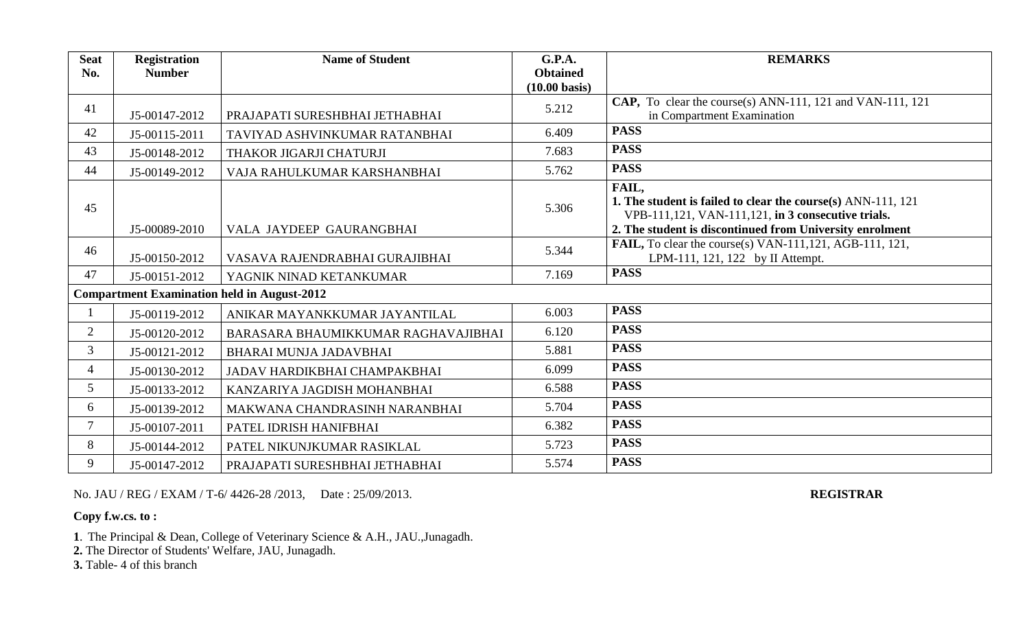| Seat No. | Registration Number | Name of Student | G.P.A. Obtained (10.00 basis) | REMARKS |
| --- | --- | --- | --- | --- |
| 41 | J5-00147-2012 | PRAJAPATI SURESHBHAI JETHABHAI | 5.212 | **CAP,** To clear the course(s) ANN-111, 121 and VAN-111, 121 in Compartment Examination |
| 42 | J5-00115-2011 | TAVIYAD ASHVINKUMAR RATANBHAI | 6.409 | **PASS** |
| 43 | J5-00148-2012 | THAKOR JIGARJI CHATURJI | 7.683 | **PASS** |
| 44 | J5-00149-2012 | VAJA RAHULKUMAR KARSHANBHAI | 5.762 | **PASS** |
| 45 | J5-00089-2010 | VALA JAYDEEP GAURANGBHAI | 5.306 | **FAIL,** **1. The student is failed to clear the course(s)** ANN-111, 121 VPB-111,121, VAN-111,121, **in 3 consecutive trials.** **2. The student is discontinued from University enrolment** |
| 46 | J5-00150-2012 | VASAVA RAJENDRABHAI GURAJIBHAI | 5.344 | **FAIL,** To clear the course(s) VAN-111,121, AGB-111, 121, LPM-111, 121, 122 by II Attempt. |
| 47 | J5-00151-2012 | YAGNIK NINAD KETANKUMAR | 7.169 | **PASS** |
| **Compartment Examination held in August-2012** | | | | |
| 1 | J5-00119-2012 | ANIKAR MAYANKKUMAR JAYANTILAL | 6.003 | **PASS** |
| 2 | J5-00120-2012 | BARASARA BHAUMIKKUMAR RAGHAVAJIBHAI | 6.120 | **PASS** |
| 3 | J5-00121-2012 | BHARAI MUNJA JADAVBHAI | 5.881 | **PASS** |
| 4 | J5-00130-2012 | JADAV HARDIKBHAI CHAMPAKBHAI | 6.099 | **PASS** |
| 5 | J5-00133-2012 | KANZARIYA JAGDISH MOHANBHAI | 6.588 | **PASS** |
| 6 | J5-00139-2012 | MAKWANA CHANDRASINH NARANBHAI | 5.704 | **PASS** |
| 7 | J5-00107-2011 | PATEL IDRISH HANIFBHAI | 6.382 | **PASS** |
| 8 | J5-00144-2012 | PATEL NIKUNJKUMAR RASIKLAL | 5.723 | **PASS** |
| 9 | J5-00147-2012 | PRAJAPATI SURESHBHAI JETHABHAI | 5.574 | **PASS** |

No. JAU / REG / EXAM / T-6/ 4426-28 /2013, Date : 25/09/2013.

**REGISTRAR**

**Copy f.w.cs. to :**

**1**. The Principal & Dean, College of Veterinary Science & A.H., JAU.,Junagadh.
**2.** The Director of Students' Welfare, JAU, Junagadh.
**3.** Table- 4 of this branch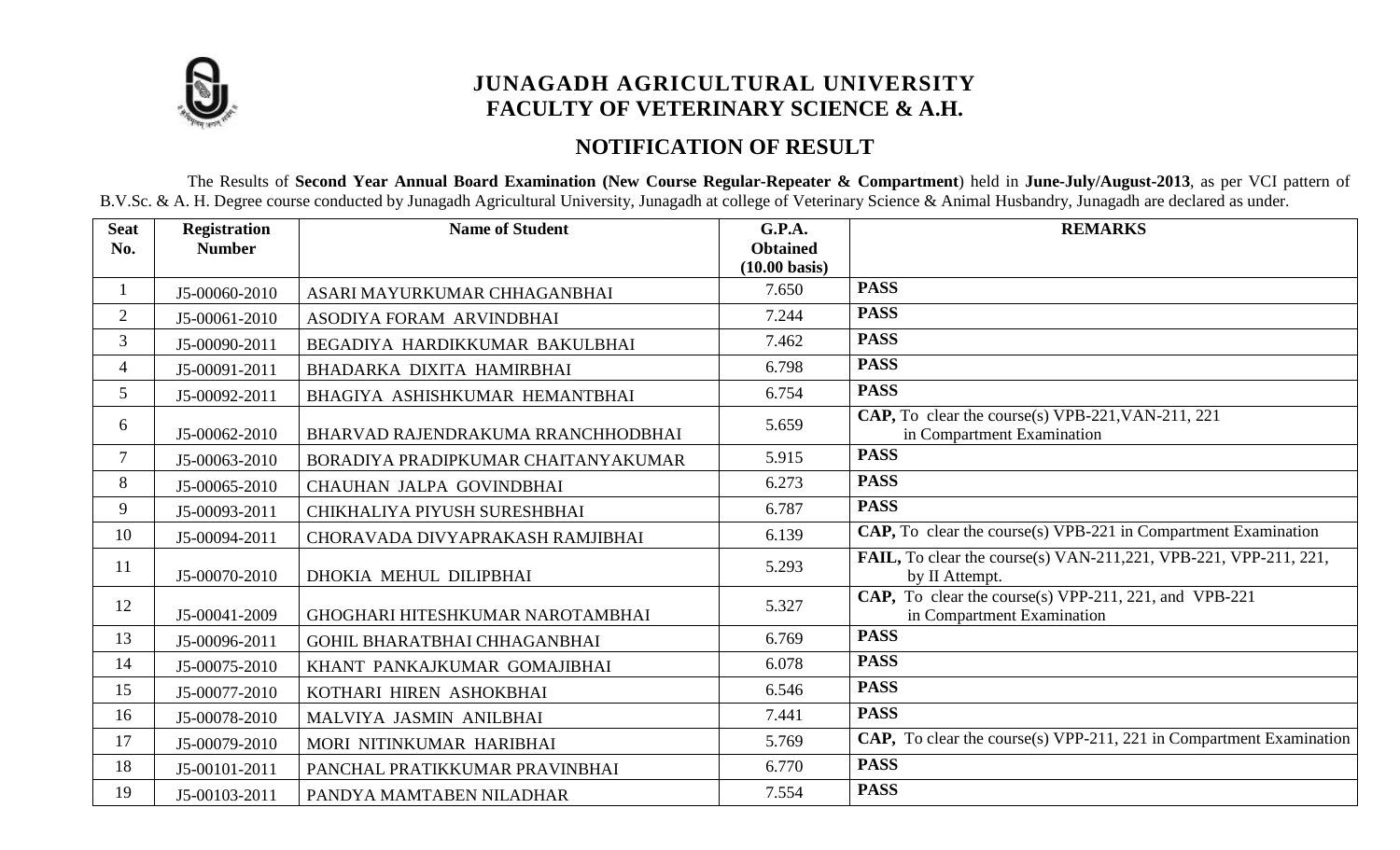# JUNAGADH AGRICULTURAL UNIVERSITY
## FACULTY OF VETERINARY SCIENCE & A.H.

### NOTIFICATION OF RESULT

The Results of **Second Year Annual Board Examination (New Course Regular-Repeater & Compartment**) held in **June-July/August-2013**, as per VCI pattern of B.V.Sc. & A. H. Degree course conducted by Junagadh Agricultural University, Junagadh at college of Veterinary Science & Animal Husbandry, Junagadh are declared as under.

| Seat No. | Registration Number | Name of Student | G.P.A. Obtained (10.00 basis) | REMARKS |
|---|---|---|---|---|
| 1 | J5-00060-2010 | ASARI MAYURKUMAR CHHAGANBHAI | 7.650 | **PASS** |
| 2 | J5-00061-2010 | ASODIYA FORAM ARVINDBHAI | 7.244 | **PASS** |
| 3 | J5-00090-2011 | BEGADIYA HARDIKKUMAR BAKULBHAI | 7.462 | **PASS** |
| 4 | J5-00091-2011 | BHADARKA DIXITA HAMIRBHAI | 6.798 | **PASS** |
| 5 | J5-00092-2011 | BHAGIYA ASHISHKUMAR HEMANTBHAI | 6.754 | **PASS** |
| 6 | J5-00062-2010 | BHARVAD RAJENDRAKUMA RRANCHHODBHAI | 5.659 | **CAP,** To clear the course(s) VPB-221,VAN-211, 221 in Compartment Examination |
| 7 | J5-00063-2010 | BORADIYA PRADIPKUMAR CHAITANYAKUMAR | 5.915 | **PASS** |
| 8 | J5-00065-2010 | CHAUHAN JALPA GOVINDBHAI | 6.273 | **PASS** |
| 9 | J5-00093-2011 | CHIKHALIYA PIYUSH SURESHBHAI | 6.787 | **PASS** |
| 10 | J5-00094-2011 | CHORAVADA DIVYAPRAKASH RAMJIBHAI | 6.139 | **CAP,** To clear the course(s) VPB-221 in Compartment Examination |
| 11 | J5-00070-2010 | DHOKIA MEHUL DILIPBHAI | 5.293 | **FAIL,** To clear the course(s) VAN-211,221, VPB-221, VPP-211, 221, by II Attempt. |
| 12 | J5-00041-2009 | GHOGHARI HITESHKUMAR NAROTAMBHAI | 5.327 | **CAP,** To clear the course(s) VPP-211, 221, and VPB-221 in Compartment Examination |
| 13 | J5-00096-2011 | GOHIL BHARATBHAI CHHAGANBHAI | 6.769 | **PASS** |
| 14 | J5-00075-2010 | KHANT PANKAJKUMAR GOMAJIBHAI | 6.078 | **PASS** |
| 15 | J5-00077-2010 | KOTHARI HIREN ASHOKBHAI | 6.546 | **PASS** |
| 16 | J5-00078-2010 | MALVIYA JASMIN ANILBHAI | 7.441 | **PASS** |
| 17 | J5-00079-2010 | MORI NITINKUMAR HARIBHAI | 5.769 | **CAP,** To clear the course(s) VPP-211, 221 in Compartment Examination |
| 18 | J5-00101-2011 | PANCHAL PRATIKKUMAR PRAVINBHAI | 6.770 | **PASS** |
| 19 | J5-00103-2011 | PANDYA MAMTABEN NILADHAR | 7.554 | **PASS** |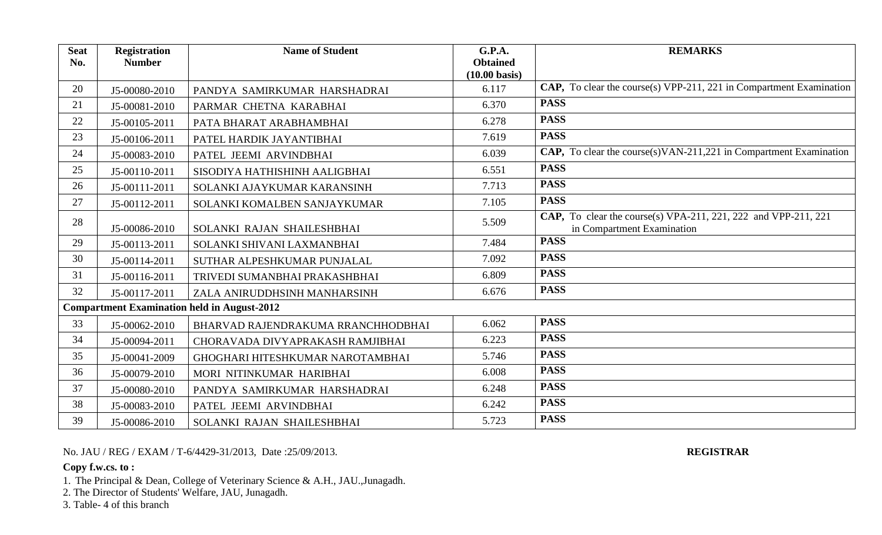| Seat No. | Registration Number | Name of Student | G.P.A. Obtained (10.00 basis) | REMARKS |
|---|---|---|---|---|
| 20 | J5-00080-2010 | PANDYA SAMIRKUMAR HARSHADRAI | 6.117 | **CAP,** To clear the course(s) VPP-211, 221 in Compartment Examination |
| 21 | J5-00081-2010 | PARMAR CHETNA KARABHAI | 6.370 | **PASS** |
| 22 | J5-00105-2011 | PATA BHARAT ARABHAMBHAI | 6.278 | **PASS** |
| 23 | J5-00106-2011 | PATEL HARDIK JAYANTIBHAI | 7.619 | **PASS** |
| 24 | J5-00083-2010 | PATEL JEEMI ARVINDBHAI | 6.039 | **CAP,** To clear the course(s)VAN-211,221 in Compartment Examination |
| 25 | J5-00110-2011 | SISODIYA HATHISHINH AALIGBHAI | 6.551 | **PASS** |
| 26 | J5-00111-2011 | SOLANKI AJAYKUMAR KARANSINH | 7.713 | **PASS** |
| 27 | J5-00112-2011 | SOLANKI KOMALBEN SANJAYKUMAR | 7.105 | **PASS** |
| 28 | J5-00086-2010 | SOLANKI RAJAN SHAILESHBHAI | 5.509 | **CAP,** To clear the course(s) VPA-211, 221, 222 and VPP-211, 221 in Compartment Examination |
| 29 | J5-00113-2011 | SOLANKI SHIVANI LAXMANBHAI | 7.484 | **PASS** |
| 30 | J5-00114-2011 | SUTHAR ALPESHKUMAR PUNJALAL | 7.092 | **PASS** |
| 31 | J5-00116-2011 | TRIVEDI SUMANBHAI PRAKASHBHAI | 6.809 | **PASS** |
| 32 | J5-00117-2011 | ZALA ANIRUDDHSINH MANHARSINH | 6.676 | **PASS** |
| **Compartment Examination held in August-2012** | | | | |
| 33 | J5-00062-2010 | BHARVAD RAJENDRAKUMA RRANCHHODBHAI | 6.062 | **PASS** |
| 34 | J5-00094-2011 | CHORAVADA DIVYAPRAKASH RAMJIBHAI | 6.223 | **PASS** |
| 35 | J5-00041-2009 | GHOGHARI HITESHKUMAR NAROTAMBHAI | 5.746 | **PASS** |
| 36 | J5-00079-2010 | MORI NITINKUMAR HARIBHAI | 6.008 | **PASS** |
| 37 | J5-00080-2010 | PANDYA SAMIRKUMAR HARSHADRAI | 6.248 | **PASS** |
| 38 | J5-00083-2010 | PATEL JEEMI ARVINDBHAI | 6.242 | **PASS** |
| 39 | J5-00086-2010 | SOLANKI RAJAN SHAILESHBHAI | 5.723 | **PASS** |

No. JAU / REG / EXAM / T-6/4429-31/2013, Date :25/09/2013.

**REGISTRAR**

**Copy f.w.cs. to :**

1. The Principal & Dean, College of Veterinary Science & A.H., JAU.,Junagadh.
2. The Director of Students' Welfare, JAU, Junagadh.
3. Table- 4 of this branch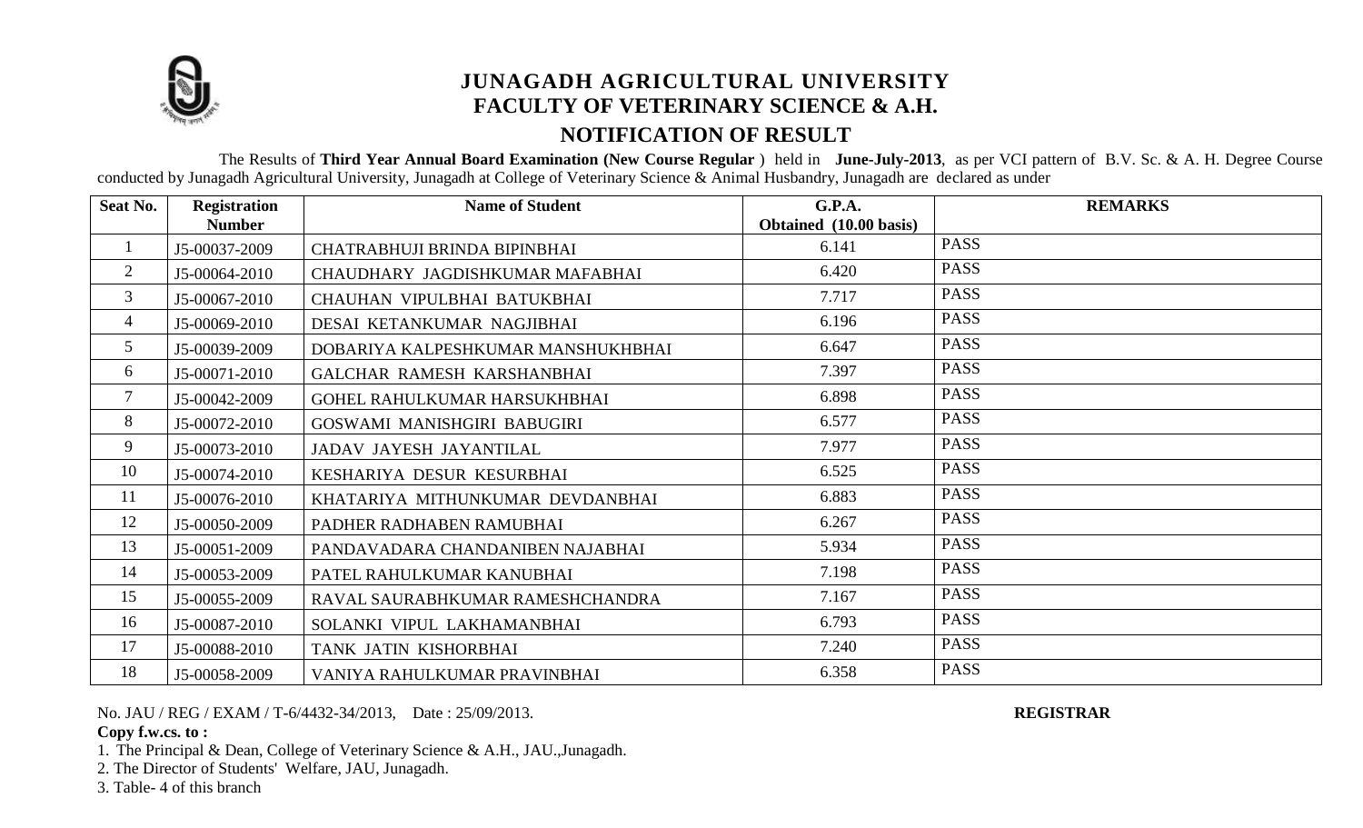# JUNAGADH AGRICULTURAL UNIVERSITY

## FACULTY OF VETERINARY SCIENCE & A.H.

## NOTIFICATION OF RESULT

The Results of **Third Year Annual Board Examination (New Course Regular** ) held in **June-July-2013**, as per VCI pattern of B.V. Sc. & A. H. Degree Course conducted by Junagadh Agricultural University, Junagadh at College of Veterinary Science & Animal Husbandry, Junagadh are declared as under

| Seat No. | Registration Number | Name of Student | G.P.A. Obtained (10.00 basis) | REMARKS |
|---|---|---|---|---|
| 1 | J5-00037-2009 | CHATRABHUJI BRINDA BIPINBHAI | 6.141 | PASS |
| 2 | J5-00064-2010 | CHAUDHARY JAGDISHKUMAR MAFABHAI | 6.420 | PASS |
| 3 | J5-00067-2010 | CHAUHAN VIPULBHAI BATUKBHAI | 7.717 | PASS |
| 4 | J5-00069-2010 | DESAI KETANKUMAR NAGJIBHAI | 6.196 | PASS |
| 5 | J5-00039-2009 | DOBARIYA KALPESHKUMAR MANSHUKHBHAI | 6.647 | PASS |
| 6 | J5-00071-2010 | GALCHAR RAMESH KARSHANBHAI | 7.397 | PASS |
| 7 | J5-00042-2009 | GOHEL RAHULKUMAR HARSUKHBHAI | 6.898 | PASS |
| 8 | J5-00072-2010 | GOSWAMI MANISHGIRI BABUGIRI | 6.577 | PASS |
| 9 | J5-00073-2010 | JADAV JAYESH JAYANTILAL | 7.977 | PASS |
| 10 | J5-00074-2010 | KESHARIYA DESUR KESURBHAI | 6.525 | PASS |
| 11 | J5-00076-2010 | KHATARIYA MITHUNKUMAR DEVDANBHAI | 6.883 | PASS |
| 12 | J5-00050-2009 | PADHER RADHABEN RAMUBHAI | 6.267 | PASS |
| 13 | J5-00051-2009 | PANDAVADARA CHANDANIBEN NAJABHAI | 5.934 | PASS |
| 14 | J5-00053-2009 | PATEL RAHULKUMAR KANUBHAI | 7.198 | PASS |
| 15 | J5-00055-2009 | RAVAL SAURABHKUMAR RAMESHCHANDRA | 7.167 | PASS |
| 16 | J5-00087-2010 | SOLANKI VIPUL LAKHAMANBHAI | 6.793 | PASS |
| 17 | J5-00088-2010 | TANK JATIN KISHORBHAI | 7.240 | PASS |
| 18 | J5-00058-2009 | VANIYA RAHULKUMAR PRAVINBHAI | 6.358 | PASS |

No. JAU / REG / EXAM / T-6/4432-34/2013, Date : 25/09/2013.

**REGISTRAR**

**Copy f.w.cs. to :**

1. The Principal & Dean, College of Veterinary Science & A.H., JAU.,Junagadh.
2. The Director of Students' Welfare, JAU, Junagadh.
3. Table- 4 of this branch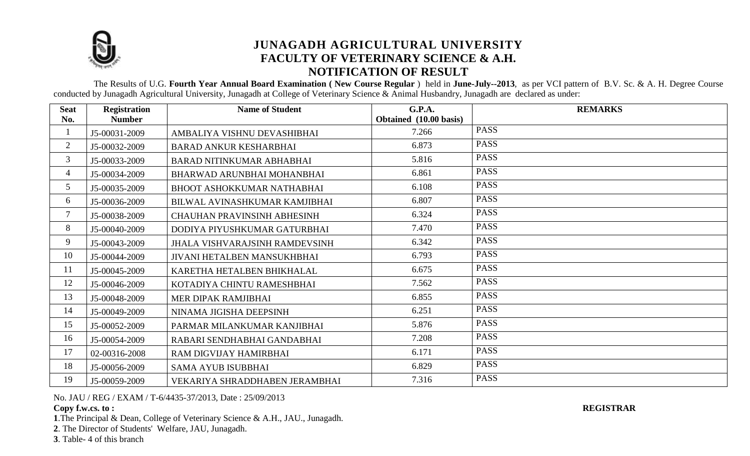# JUNAGADH AGRICULTURAL UNIVERSITY
## FACULTY OF VETERINARY SCIENCE & A.H.
## NOTIFICATION OF RESULT

The Results of U.G. **Fourth Year Annual Board Examination ( New Course Regular** ) held in **June-July--2013**, as per VCI pattern of B.V. Sc. & A. H. Degree Course conducted by Junagadh Agricultural University, Junagadh at College of Veterinary Science & Animal Husbandry, Junagadh are declared as under:

| Seat No. | Registration Number | Name of Student | G.P.A. Obtained (10.00 basis) | REMARKS |
|---|---|---|---|---|
| 1 | J5-00031-2009 | AMBALIYA VISHNU DEVASHIBHAI | 7.266 | PASS |
| 2 | J5-00032-2009 | BARAD ANKUR KESHARBHAI | 6.873 | PASS |
| 3 | J5-00033-2009 | BARAD NITINKUMAR ABHABHAI | 5.816 | PASS |
| 4 | J5-00034-2009 | BHARWAD ARUNBHAI MOHANBHAI | 6.861 | PASS |
| 5 | J5-00035-2009 | BHOOT ASHOKKUMAR NATHABHAI | 6.108 | PASS |
| 6 | J5-00036-2009 | BILWAL AVINASHKUMAR KAMJIBHAI | 6.807 | PASS |
| 7 | J5-00038-2009 | CHAUHAN PRAVINSINH ABHESINH | 6.324 | PASS |
| 8 | J5-00040-2009 | DODIYA PIYUSHKUMAR GATURBHAI | 7.470 | PASS |
| 9 | J5-00043-2009 | JHALA VISHVARAJSINH RAMDEVSINH | 6.342 | PASS |
| 10 | J5-00044-2009 | JIVANI HETALBEN MANSUKHBHAI | 6.793 | PASS |
| 11 | J5-00045-2009 | KARETHA HETALBEN BHIKHALAL | 6.675 | PASS |
| 12 | J5-00046-2009 | KOTADIYA CHINTU RAMESHBHAI | 7.562 | PASS |
| 13 | J5-00048-2009 | MER DIPAK RAMJIBHAI | 6.855 | PASS |
| 14 | J5-00049-2009 | NINAMA JIGISHA DEEPSINH | 6.251 | PASS |
| 15 | J5-00052-2009 | PARMAR MILANKUMAR KANJIBHAI | 5.876 | PASS |
| 16 | J5-00054-2009 | RABARI SENDHABHAI GANDABHAI | 7.208 | PASS |
| 17 | 02-00316-2008 | RAM DIGVIJAY HAMIRBHAI | 6.171 | PASS |
| 18 | J5-00056-2009 | SAMA AYUB ISUBBHAI | 6.829 | PASS |
| 19 | J5-00059-2009 | VEKARIYA SHRADDHABEN JERAMBHAI | 7.316 | PASS |

No. JAU / REG / EXAM / T-6/4435-37/2013, Date : 25/09/2013

**Copy f.w.cs. to :**

**REGISTRAR**

**1**.The Principal & Dean, College of Veterinary Science & A.H., JAU., Junagadh.

**2**. The Director of Students' Welfare, JAU, Junagadh.

**3**. Table- 4 of this branch